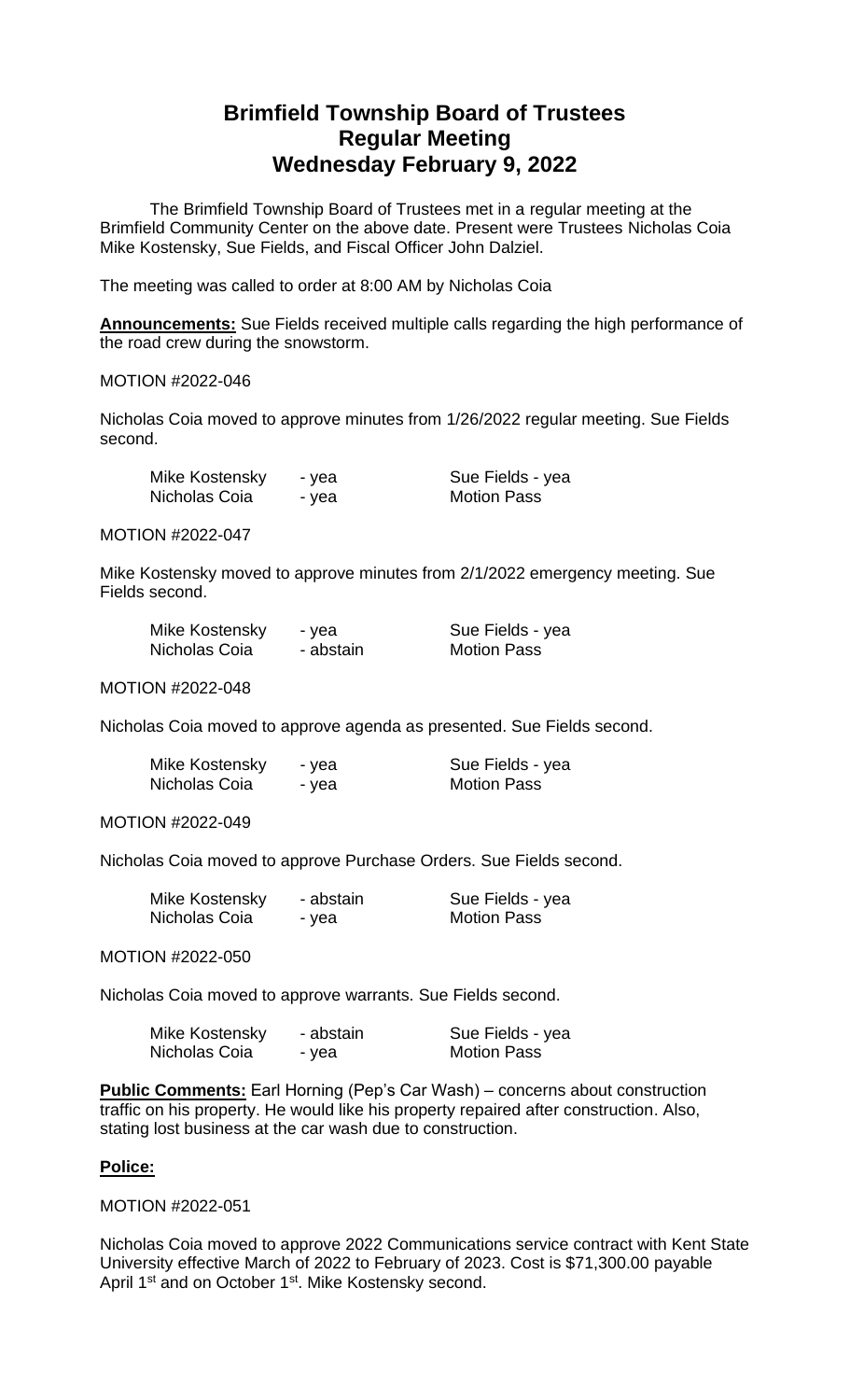# Brimfield Township Board of Trustees
# Regular Meeting
# Wednesday February 9, 2022

The Brimfield Township Board of Trustees met in a regular meeting at the Brimfield Community Center on the above date. Present were Trustees Nicholas Coia Mike Kostensky, Sue Fields, and Fiscal Officer John Dalziel.

The meeting was called to order at 8:00 AM by Nicholas Coia

**Announcements:** Sue Fields received multiple calls regarding the high performance of the road crew during the snowstorm.

MOTION #2022-046

Nicholas Coia moved to approve minutes from 1/26/2022 regular meeting. Sue Fields second.

| | | |
|---|---|---|
| Mike Kostensky | - yea | Sue Fields - yea |
| Nicholas Coia | - yea | Motion Pass |

MOTION #2022-047

Mike Kostensky moved to approve minutes from 2/1/2022 emergency meeting. Sue Fields second.

| | | |
|---|---|---|
| Mike Kostensky | - yea | Sue Fields - yea |
| Nicholas Coia | - abstain | Motion Pass |

MOTION #2022-048

Nicholas Coia moved to approve agenda as presented. Sue Fields second.

| | | |
|---|---|---|
| Mike Kostensky | - yea | Sue Fields - yea |
| Nicholas Coia | - yea | Motion Pass |

MOTION #2022-049

Nicholas Coia moved to approve Purchase Orders. Sue Fields second.

| | | |
|---|---|---|
| Mike Kostensky | - abstain | Sue Fields - yea |
| Nicholas Coia | - yea | Motion Pass |

MOTION #2022-050

Nicholas Coia moved to approve warrants. Sue Fields second.

| | | |
|---|---|---|
| Mike Kostensky | - abstain | Sue Fields - yea |
| Nicholas Coia | - yea | Motion Pass |

**Public Comments:** Earl Horning (Pep's Car Wash) – concerns about construction traffic on his property. He would like his property repaired after construction. Also, stating lost business at the car wash due to construction.

## Police:

MOTION #2022-051

Nicholas Coia moved to approve 2022 Communications service contract with Kent State University effective March of 2022 to February of 2023. Cost is $71,300.00 payable April 1st and on October 1st. Mike Kostensky second.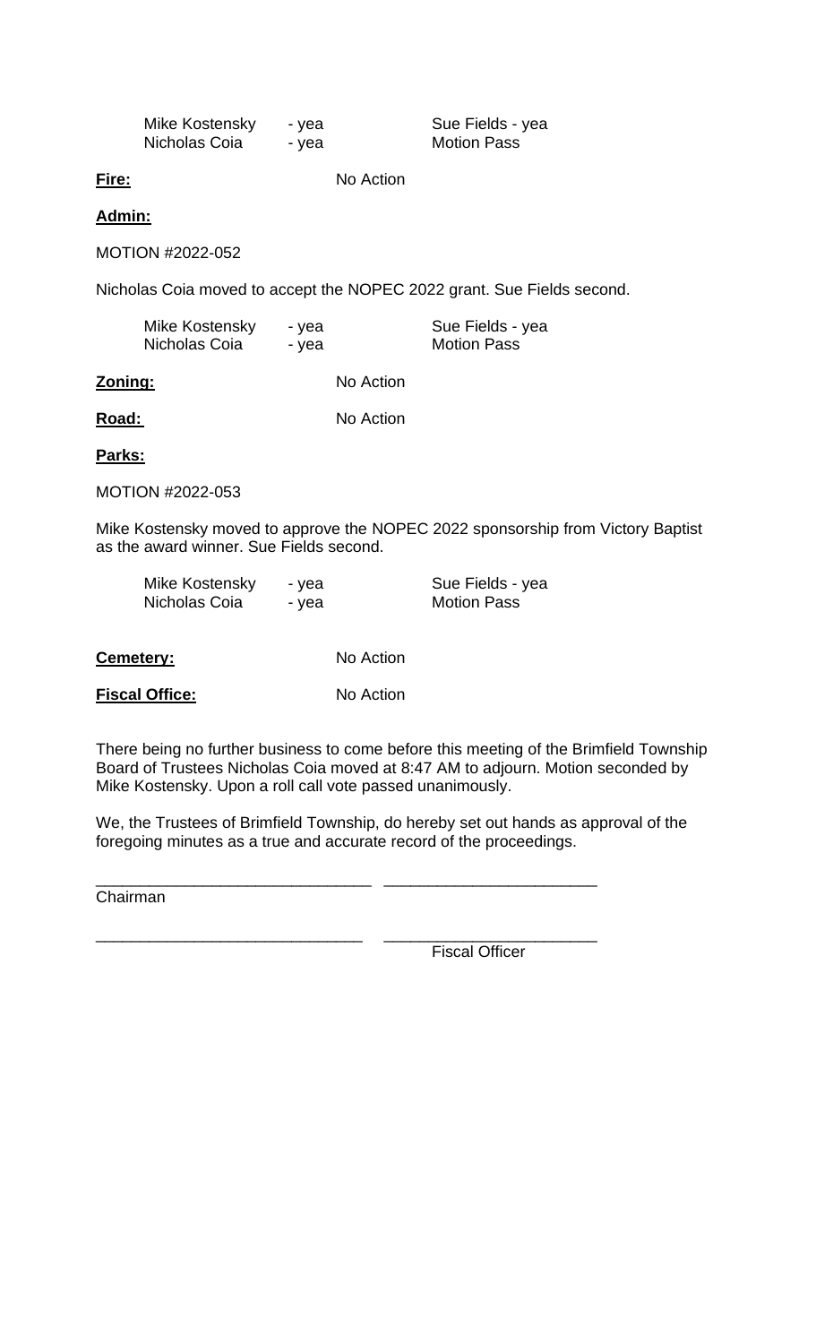| | | | |
|---|---|---|---|
| Mike Kostensky | - yea | | Sue Fields - yea |
| Nicholas Coia | - yea | | Motion Pass |

**Fire:** No Action

**Admin:**

MOTION #2022-052

Nicholas Coia moved to accept the NOPEC 2022 grant. Sue Fields second.

| | | | |
|---|---|---|---|
| Mike Kostensky | - yea | | Sue Fields - yea |
| Nicholas Coia | - yea | | Motion Pass |

**Zoning:** No Action

**Road:** No Action

**Parks:**

MOTION #2022-053

Mike Kostensky moved to approve the NOPEC 2022 sponsorship from Victory Baptist as the award winner. Sue Fields second.

| | | | |
|---|---|---|---|
| Mike Kostensky | - yea | | Sue Fields - yea |
| Nicholas Coia | - yea | | Motion Pass |

**Cemetery:** No Action

**Fiscal Office:** No Action

There being no further business to come before this meeting of the Brimfield Township Board of Trustees Nicholas Coia moved at 8:47 AM to adjourn. Motion seconded by Mike Kostensky. Upon a roll call vote passed unanimously.

We, the Trustees of Brimfield Township, do hereby set out hands as approval of the foregoing minutes as a true and accurate record of the proceedings.

______________________________ ________________________

Chairman

______________________________ ________________________

Fiscal Officer